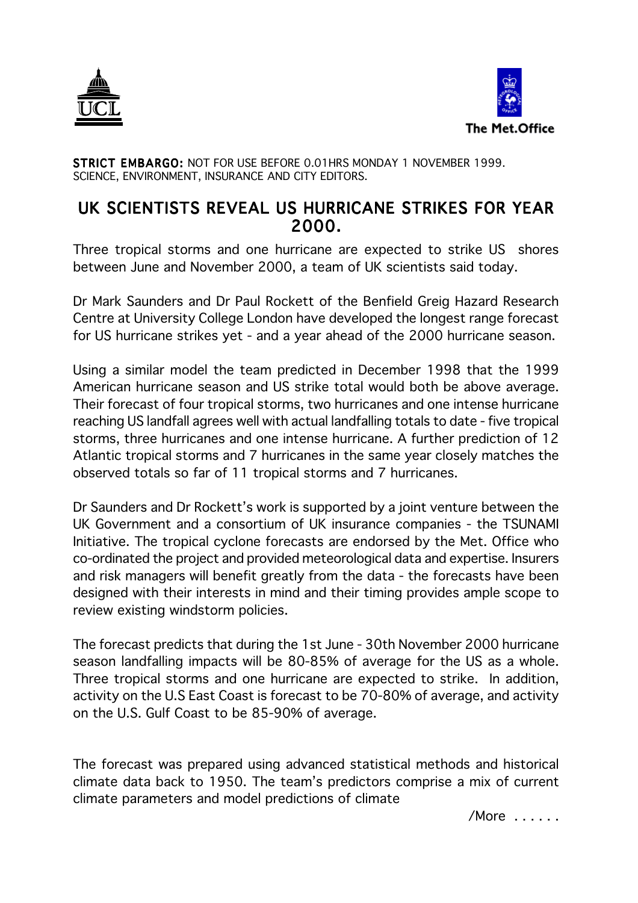UCL

The Met.Office

**STRICT EMBARGO:** NOT FOR USE BEFORE 0.01HRS MONDAY 1 NOVEMBER 1999.
SCIENCE, ENVIRONMENT, INSURANCE AND CITY EDITORS.

# UK SCIENTISTS REVEAL US HURRICANE STRIKES FOR YEAR 2000.

Three tropical storms and one hurricane are expected to strike US shores between June and November 2000, a team of UK scientists said today.

Dr Mark Saunders and Dr Paul Rockett of the Benfield Greig Hazard Research Centre at University College London have developed the longest range forecast for US hurricane strikes yet - and a year ahead of the 2000 hurricane season.

Using a similar model the team predicted in December 1998 that the 1999 American hurricane season and US strike total would both be above average. Their forecast of four tropical storms, two hurricanes and one intense hurricane reaching US landfall agrees well with actual landfalling totals to date - five tropical storms, three hurricanes and one intense hurricane. A further prediction of 12 Atlantic tropical storms and 7 hurricanes in the same year closely matches the observed totals so far of 11 tropical storms and 7 hurricanes.

Dr Saunders and Dr Rockett's work is supported by a joint venture between the UK Government and a consortium of UK insurance companies - the TSUNAMI Initiative. The tropical cyclone forecasts are endorsed by the Met. Office who co-ordinated the project and provided meteorological data and expertise. Insurers and risk managers will benefit greatly from the data - the forecasts have been designed with their interests in mind and their timing provides ample scope to review existing windstorm policies.

The forecast predicts that during the 1st June - 30th November 2000 hurricane season landfalling impacts will be 80-85% of average for the US as a whole. Three tropical storms and one hurricane are expected to strike. In addition, activity on the U.S East Coast is forecast to be 70-80% of average, and activity on the U.S. Gulf Coast to be 85-90% of average.

The forecast was prepared using advanced statistical methods and historical climate data back to 1950. The team's predictors comprise a mix of current climate parameters and model predictions of climate

/More . . . . . .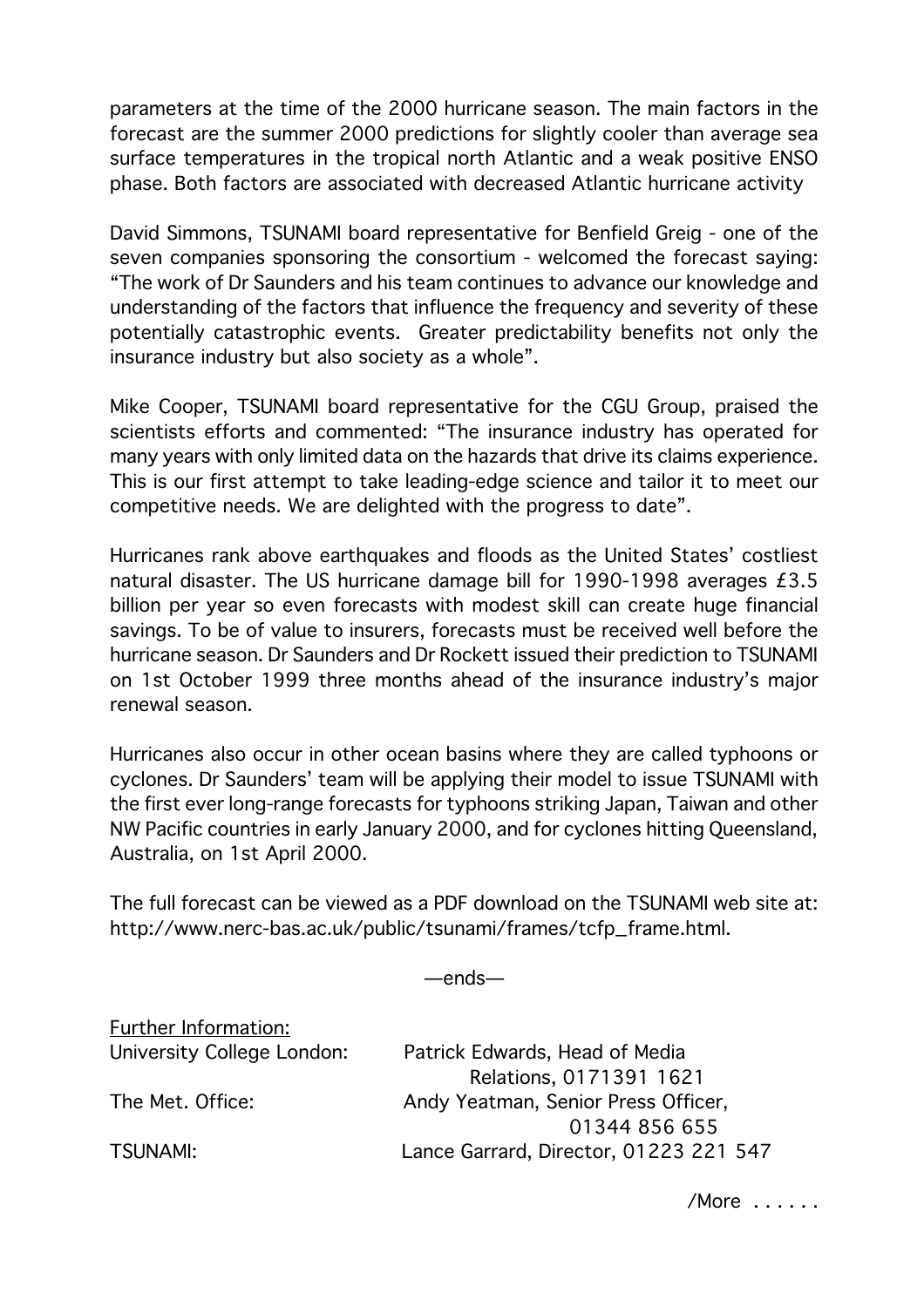parameters at the time of the 2000 hurricane season. The main factors in the forecast are the summer 2000 predictions for slightly cooler than average sea surface temperatures in the tropical north Atlantic and a weak positive ENSO phase. Both factors are associated with decreased Atlantic hurricane activity

David Simmons, TSUNAMI board representative for Benfield Greig - one of the seven companies sponsoring the consortium - welcomed the forecast saying: "The work of Dr Saunders and his team continues to advance our knowledge and understanding of the factors that influence the frequency and severity of these potentially catastrophic events. Greater predictability benefits not only the insurance industry but also society as a whole".

Mike Cooper, TSUNAMI board representative for the CGU Group, praised the scientists efforts and commented: "The insurance industry has operated for many years with only limited data on the hazards that drive its claims experience. This is our first attempt to take leading-edge science and tailor it to meet our competitive needs. We are delighted with the progress to date".

Hurricanes rank above earthquakes and floods as the United States' costliest natural disaster. The US hurricane damage bill for 1990-1998 averages £3.5 billion per year so even forecasts with modest skill can create huge financial savings. To be of value to insurers, forecasts must be received well before the hurricane season. Dr Saunders and Dr Rockett issued their prediction to TSUNAMI on 1st October 1999 three months ahead of the insurance industry's major renewal season.

Hurricanes also occur in other ocean basins where they are called typhoons or cyclones. Dr Saunders' team will be applying their model to issue TSUNAMI with the first ever long-range forecasts for typhoons striking Japan, Taiwan and other NW Pacific countries in early January 2000, and for cyclones hitting Queensland, Australia, on 1st April 2000.

The full forecast can be viewed as a PDF download on the TSUNAMI web site at: http://www.nerc-bas.ac.uk/public/tsunami/frames/tcfp_frame.html.

—ends—

Further Information:

| | |
|---|---|
| University College London: | Patrick Edwards, Head of Media Relations, 0171391 1621 |
| The Met. Office: | Andy Yeatman, Senior Press Officer, 01344 856 655 |
| TSUNAMI: | Lance Garrard, Director, 01223 221 547 |

/More ......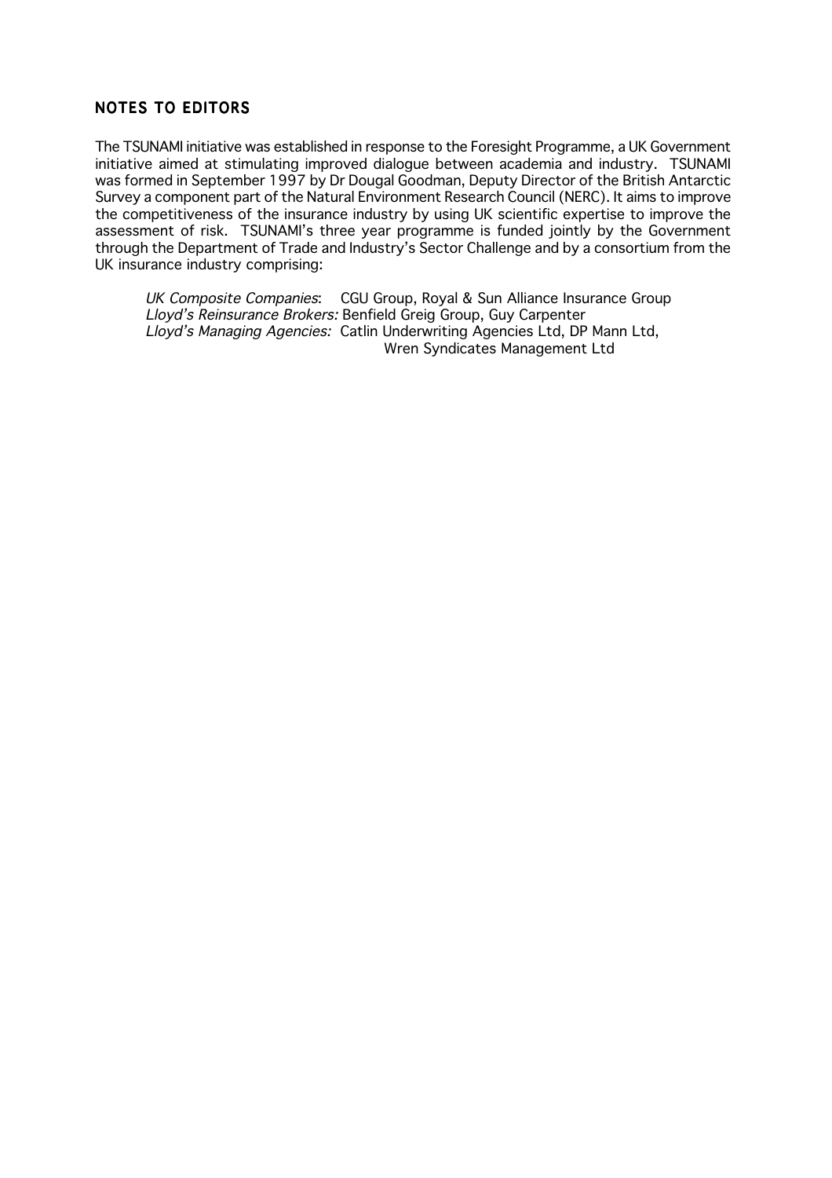## NOTES TO EDITORS

The TSUNAMI initiative was established in response to the Foresight Programme, a UK Government initiative aimed at stimulating improved dialogue between academia and industry. TSUNAMI was formed in September 1997 by Dr Dougal Goodman, Deputy Director of the British Antarctic Survey a component part of the Natural Environment Research Council (NERC). It aims to improve the competitiveness of the insurance industry by using UK scientific expertise to improve the assessment of risk. TSUNAMI's three year programme is funded jointly by the Government through the Department of Trade and Industry's Sector Challenge and by a consortium from the UK insurance industry comprising:

*UK Composite Companies*: CGU Group, Royal & Sun Alliance Insurance Group
*Lloyd's Reinsurance Brokers:* Benfield Greig Group, Guy Carpenter
*Lloyd's Managing Agencies:* Catlin Underwriting Agencies Ltd, DP Mann Ltd, Wren Syndicates Management Ltd